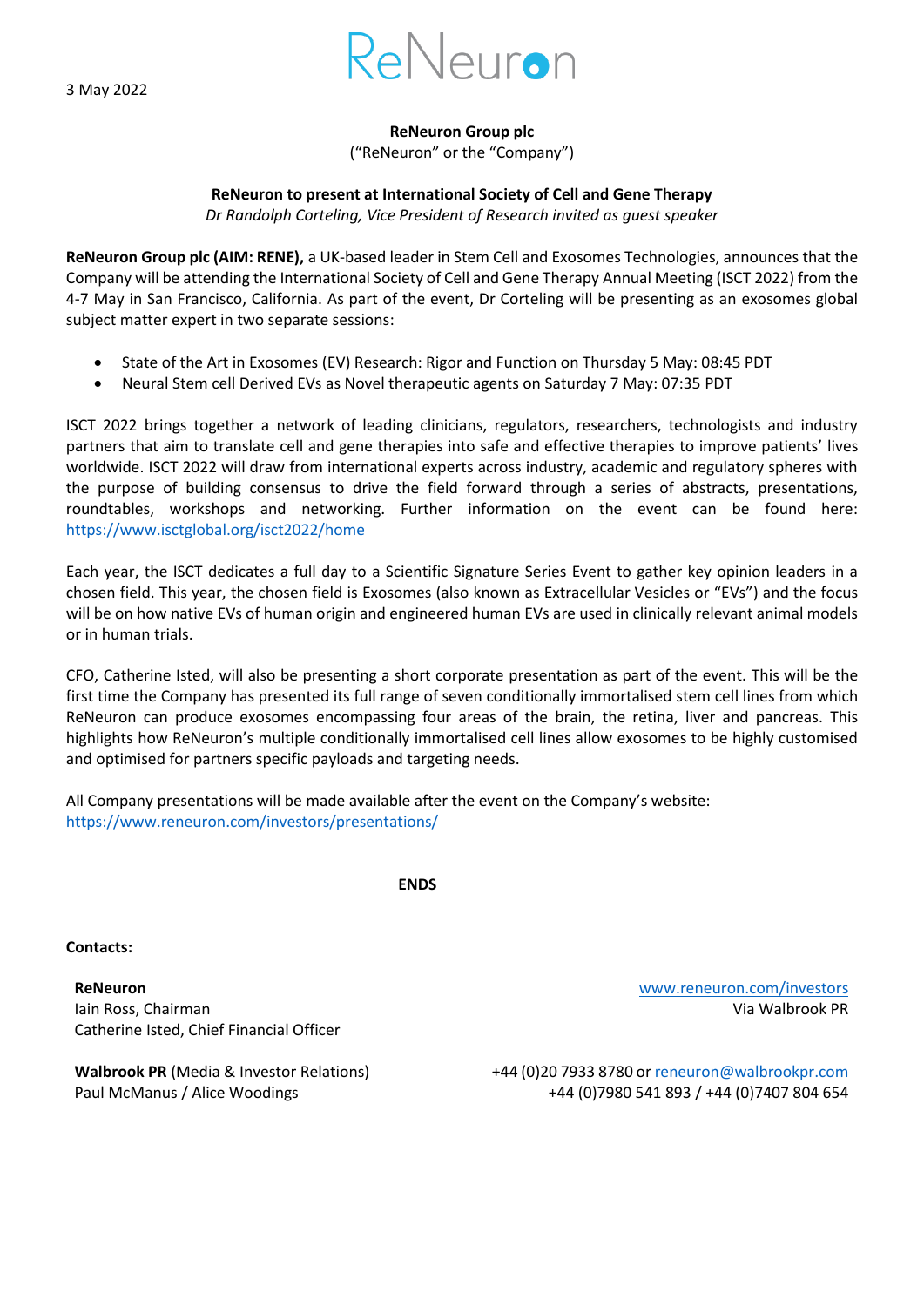3 May 2022

ReNeuron

**ReNeuron Group plc**

("ReNeuron" or the "Company")

**ReNeuron to present at International Society of Cell and Gene Therapy**

*Dr Randolph Corteling, Vice President of Research invited as guest speaker*

**ReNeuron Group plc (AIM: RENE),** a UK-based leader in Stem Cell and Exosomes Technologies, announces that the Company will be attending the International Society of Cell and Gene Therapy Annual Meeting (ISCT 2022) from the 4-7 May in San Francisco, California. As part of the event, Dr Corteling will be presenting as an exosomes global subject matter expert in two separate sessions:

- State of the Art in Exosomes (EV) Research: Rigor and Function on Thursday 5 May: 08:45 PDT
- Neural Stem cell Derived EVs as Novel therapeutic agents on Saturday 7 May: 07:35 PDT

ISCT 2022 brings together a network of leading clinicians, regulators, researchers, technologists and industry partners that aim to translate cell and gene therapies into safe and effective therapies to improve patients' lives worldwide. ISCT 2022 will draw from international experts across industry, academic and regulatory spheres with the purpose of building consensus to drive the field forward through a series of abstracts, presentations, roundtables, workshops and networking. Further information on the event can be found here: https://www.isctglobal.org/isct2022/home

Each year, the ISCT dedicates a full day to a Scientific Signature Series Event to gather key opinion leaders in a chosen field. This year, the chosen field is Exosomes (also known as Extracellular Vesicles or "EVs") and the focus will be on how native EVs of human origin and engineered human EVs are used in clinically relevant animal models or in human trials.

CFO, Catherine Isted, will also be presenting a short corporate presentation as part of the event. This will be the first time the Company has presented its full range of seven conditionally immortalised stem cell lines from which ReNeuron can produce exosomes encompassing four areas of the brain, the retina, liver and pancreas. This highlights how ReNeuron's multiple conditionally immortalised cell lines allow exosomes to be highly customised and optimised for partners specific payloads and targeting needs.

All Company presentations will be made available after the event on the Company's website: https://www.reneuron.com/investors/presentations/

**ENDS**

**Contacts:**

| | |
|---|---|
| **ReNeuron** | www.reneuron.com/investors |
| Iain Ross, Chairman | Via Walbrook PR |
| Catherine Isted, Chief Financial Officer | |
| **Walbrook PR** (Media & Investor Relations) | +44 (0)20 7933 8780 or reneuron@walbrookpr.com |
| Paul McManus / Alice Woodings | +44 (0)7980 541 893 / +44 (0)7407 804 654 |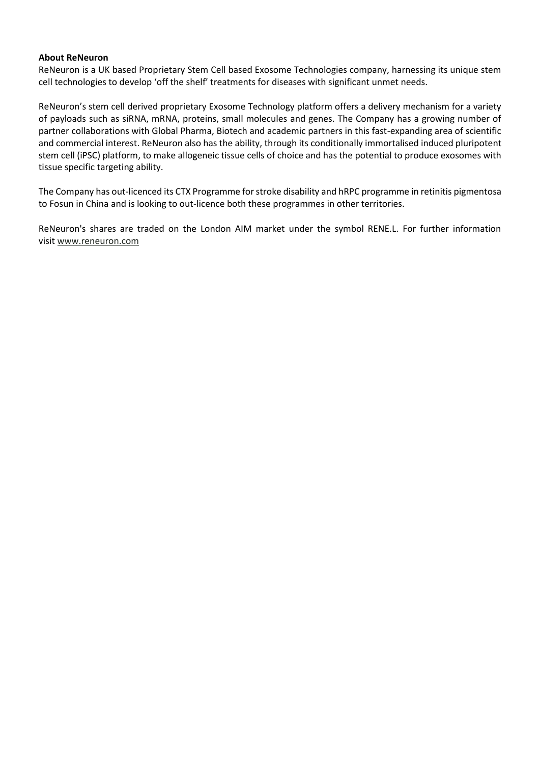**About ReNeuron**

ReNeuron is a UK based Proprietary Stem Cell based Exosome Technologies company, harnessing its unique stem cell technologies to develop 'off the shelf' treatments for diseases with significant unmet needs.

ReNeuron's stem cell derived proprietary Exosome Technology platform offers a delivery mechanism for a variety of payloads such as siRNA, mRNA, proteins, small molecules and genes. The Company has a growing number of partner collaborations with Global Pharma, Biotech and academic partners in this fast-expanding area of scientific and commercial interest. ReNeuron also has the ability, through its conditionally immortalised induced pluripotent stem cell (iPSC) platform, to make allogeneic tissue cells of choice and has the potential to produce exosomes with tissue specific targeting ability.

The Company has out-licenced its CTX Programme for stroke disability and hRPC programme in retinitis pigmentosa to Fosun in China and is looking to out-licence both these programmes in other territories.

ReNeuron's shares are traded on the London AIM market under the symbol RENE.L. For further information visit www.reneuron.com